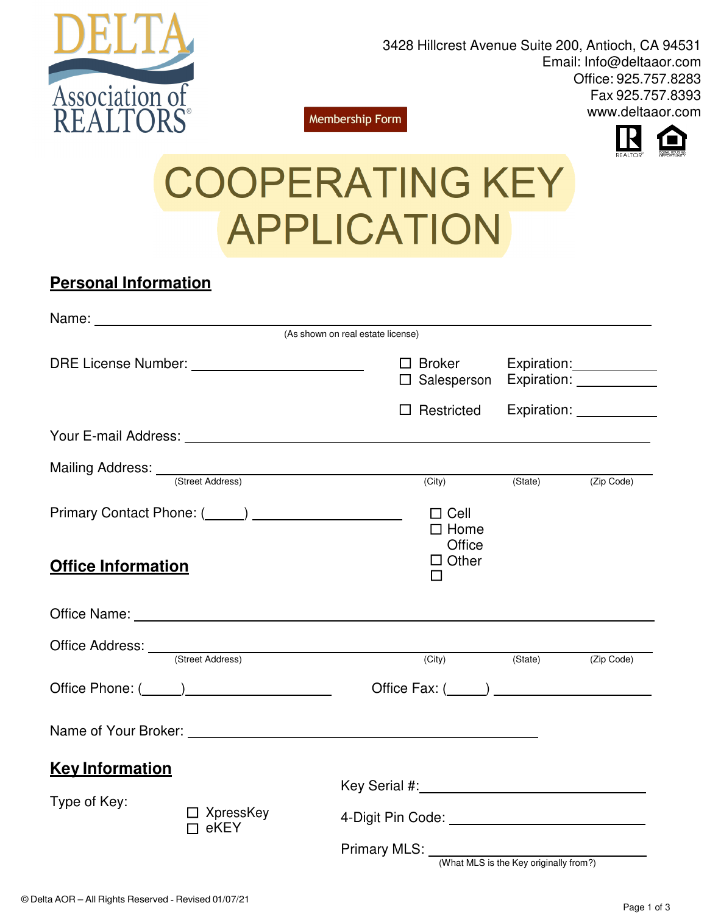DELTA Association of REALTORS®

3428 Hillcrest Avenue Suite 200, Antioch, CA 94531
Email: Info@deltaaor.com
Office: 925.757.8283
Fax 925.757.8393
www.deltaaor.com

Membership Form

# COOPERATING KEY APPLICATION

## Personal Information

Name: ______________________________________________
(As shown on real estate license)

DRE License Number: ____________________

☐ Broker Expiration: __________
☐ Salesperson Expiration: __________
☐ Restricted Expiration: __________

Your E-mail Address: ______________________________________________

Mailing Address: ______________________________________________
(Street Address) (City) (State) (Zip Code)

Primary Contact Phone: (_____) ____________________

☐ Cell
☐ Home
☐ Office
☐ Other

## Office Information

Office Name: ______________________________________________

Office Address: ______________________________________________
(Street Address) (City) (State) (Zip Code)

Office Phone: (_____)____________________ Office Fax: (_____) ____________________

Name of Your Broker: ______________________________________________

## Key Information

Type of Key:

☐ XpressKey
☐ eKEY

Key Serial #: ____________________

4-Digit Pin Code: ____________________

Primary MLS: ____________________
(What MLS is the Key originally from?)

© Delta AOR – All Rights Reserved - Revised 01/07/21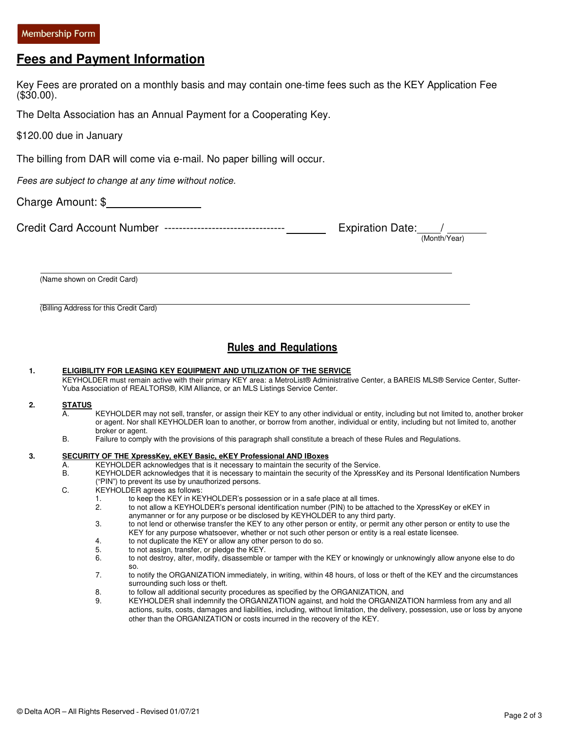Membership Form

## Fees and Payment Information

Key Fees are prorated on a monthly basis and may contain one-time fees such as the KEY Application Fee ($30.00).

The Delta Association has an Annual Payment for a Cooperating Key.

$120.00 due in January

The billing from DAR will come via e-mail. No paper billing will occur.

*Fees are subject to change at any time without notice.*

Charge Amount: $________________

Credit Card Account Number -------------------------------- _______ Expiration Date: ____/ _______ (Month/Year)

_______________________________________________
(Name shown on Credit Card)

_______________________________________________
(Billing Address for this Credit Card)

## Rules and Regulations

1. **ELIGIBILITY FOR LEASING KEY EQUIPMENT AND UTILIZATION OF THE SERVICE**
   KEYHOLDER must remain active with their primary KEY area: a MetroList® Administrative Center, a BAREIS MLS® Service Center, Sutter-Yuba Association of REALTORS®, KIM Alliance, or an MLS Listings Service Center.

2. **STATUS**
   A. KEYHOLDER may not sell, transfer, or assign their KEY to any other individual or entity, including but not limited to, another broker or agent. Nor shall KEYHOLDER loan to another, or borrow from another, individual or entity, including but not limited to, another broker or agent.
   B. Failure to comply with the provisions of this paragraph shall constitute a breach of these Rules and Regulations.

3. **SECURITY OF THE XpressKey, eKEY Basic, eKEY Professional AND IBoxes**
   A. KEYHOLDER acknowledges that is it necessary to maintain the security of the Service.
   B. KEYHOLDER acknowledges that it is necessary to maintain the security of the XpressKey and its Personal Identification Numbers ("PIN") to prevent its use by unauthorized persons.
   C. KEYHOLDER agrees as follows:
      1. to keep the KEY in KEYHOLDER's possession or in a safe place at all times.
      2. to not allow a KEYHOLDER's personal identification number (PIN) to be attached to the XpressKey or eKEY in anymanner or for any purpose or be disclosed by KEYHOLDER to any third party.
      3. to not lend or otherwise transfer the KEY to any other person or entity, or permit any other person or entity to use the KEY for any purpose whatsoever, whether or not such other person or entity is a real estate licensee.
      4. to not duplicate the KEY or allow any other person to do so.
      5. to not assign, transfer, or pledge the KEY.
      6. to not destroy, alter, modify, disassemble or tamper with the KEY or knowingly or unknowingly allow anyone else to do so.
      7. to notify the ORGANIZATION immediately, in writing, within 48 hours, of loss or theft of the KEY and the circumstances surrounding such loss or theft.
      8. to follow all additional security procedures as specified by the ORGANIZATION, and
      9. KEYHOLDER shall indemnify the ORGANIZATION against, and hold the ORGANIZATION harmless from any and all actions, suits, costs, damages and liabilities, including, without limitation, the delivery, possession, use or loss by anyone other than the ORGANIZATION or costs incurred in the recovery of the KEY.

© Delta AOR – All Rights Reserved - Revised 01/07/21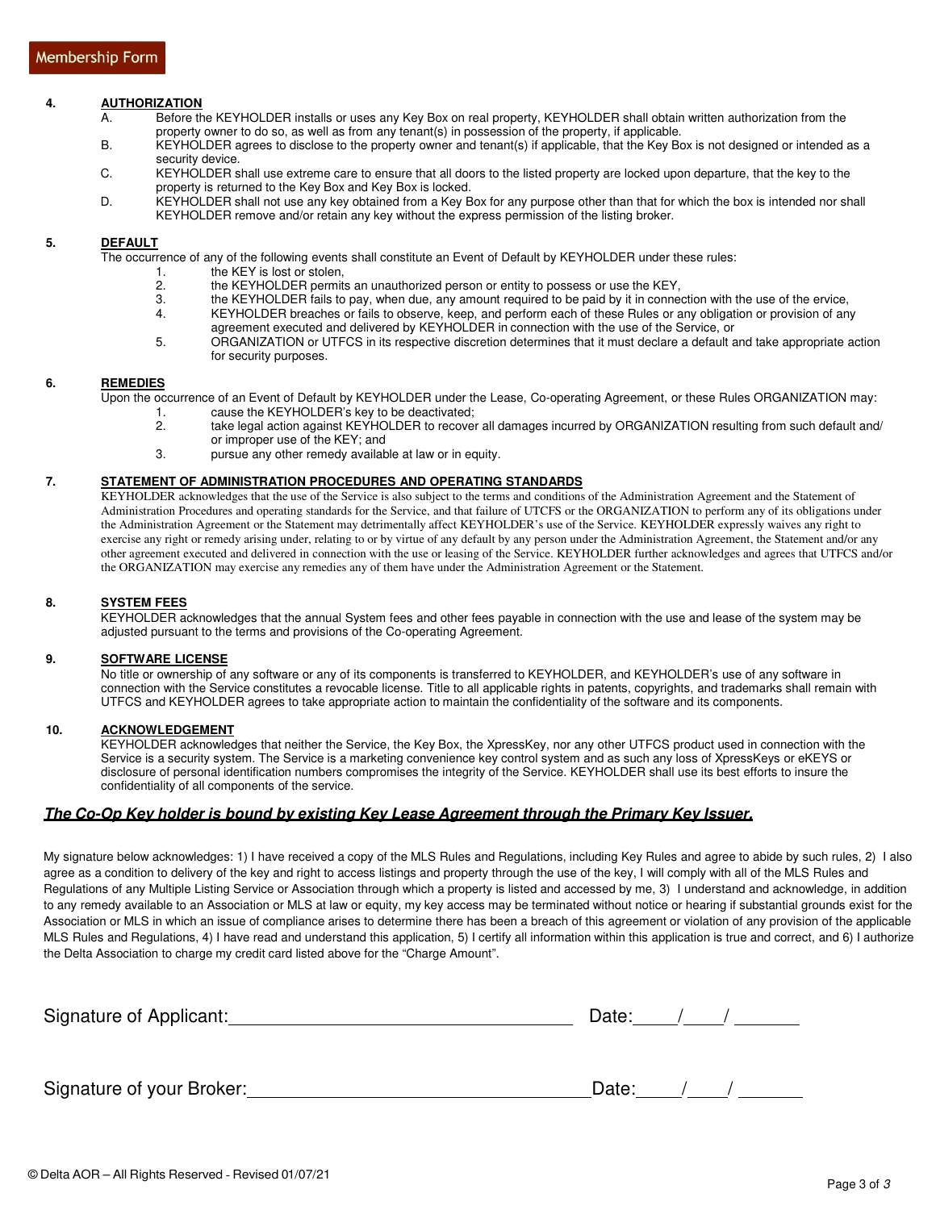Membership Form

4. **AUTHORIZATION**
   - A. Before the KEYHOLDER installs or uses any Key Box on real property, KEYHOLDER shall obtain written authorization from the property owner to do so, as well as from any tenant(s) in possession of the property, if applicable.
   - B. KEYHOLDER agrees to disclose to the property owner and tenant(s) if applicable, that the Key Box is not designed or intended as a security device.
   - C. KEYHOLDER shall use extreme care to ensure that all doors to the listed property are locked upon departure, that the key to the property is returned to the Key Box and Key Box is locked.
   - D. KEYHOLDER shall not use any key obtained from a Key Box for any purpose other than that for which the box is intended nor shall KEYHOLDER remove and/or retain any key without the express permission of the listing broker.

5. **DEFAULT**

   The occurrence of any of the following events shall constitute an Event of Default by KEYHOLDER under these rules:
   1. the KEY is lost or stolen,
   2. the KEYHOLDER permits an unauthorized person or entity to possess or use the KEY,
   3. the KEYHOLDER fails to pay, when due, any amount required to be paid by it in connection with the use of the ervice,
   4. KEYHOLDER breaches or fails to observe, keep, and perform each of these Rules or any obligation or provision of any agreement executed and delivered by KEYHOLDER in connection with the use of the Service, or
   5. ORGANIZATION or UTFCS in its respective discretion determines that it must declare a default and take appropriate action for security purposes.

6. **REMEDIES**

   Upon the occurrence of an Event of Default by KEYHOLDER under the Lease, Co-operating Agreement, or these Rules ORGANIZATION may:
   1. cause the KEYHOLDER's key to be deactivated;
   2. take legal action against KEYHOLDER to recover all damages incurred by ORGANIZATION resulting from such default and/ or improper use of the KEY; and
   3. pursue any other remedy available at law or in equity.

7. **STATEMENT OF ADMINISTRATION PROCEDURES AND OPERATING STANDARDS**

   KEYHOLDER acknowledges that the use of the Service is also subject to the terms and conditions of the Administration Agreement and the Statement of Administration Procedures and operating standards for the Service, and that failure of UTCFS or the ORGANIZATION to perform any of its obligations under the Administration Agreement or the Statement may detrimentally affect KEYHOLDER's use of the Service. KEYHOLDER expressly waives any right to exercise any right or remedy arising under, relating to or by virtue of any default by any person under the Administration Agreement, the Statement and/or any other agreement executed and delivered in connection with the use or leasing of the Service. KEYHOLDER further acknowledges and agrees that UTFCS and/or the ORGANIZATION may exercise any remedies any of them have under the Administration Agreement or the Statement.

8. **SYSTEM FEES**

   KEYHOLDER acknowledges that the annual System fees and other fees payable in connection with the use and lease of the system may be adjusted pursuant to the terms and provisions of the Co-operating Agreement.

9. **SOFTWARE LICENSE**

   No title or ownership of any software or any of its components is transferred to KEYHOLDER, and KEYHOLDER's use of any software in connection with the Service constitutes a revocable license. Title to all applicable rights in patents, copyrights, and trademarks shall remain with UTFCS and KEYHOLDER agrees to take appropriate action to maintain the confidentiality of the software and its components.

10. **ACKNOWLEDGEMENT**

    KEYHOLDER acknowledges that neither the Service, the Key Box, the XpressKey, nor any other UTFCS product used in connection with the Service is a security system. The Service is a marketing convenience key control system and as such any loss of XpressKeys or eKEYS or disclosure of personal identification numbers compromises the integrity of the Service. KEYHOLDER shall use its best efforts to insure the confidentiality of all components of the service.

***The Co-Op Key holder is bound by existing Key Lease Agreement through the Primary Key Issuer.***

My signature below acknowledges: 1) I have received a copy of the MLS Rules and Regulations, including Key Rules and agree to abide by such rules, 2) I also agree as a condition to delivery of the key and right to access listings and property through the use of the key, I will comply with all of the MLS Rules and Regulations of any Multiple Listing Service or Association through which a property is listed and accessed by me, 3) I understand and acknowledge, in addition to any remedy available to an Association or MLS at law or equity, my key access may be terminated without notice or hearing if substantial grounds exist for the Association or MLS in which an issue of compliance arises to determine there has been a breach of this agreement or violation of any provision of the applicable MLS Rules and Regulations, 4) I have read and understand this application, 5) I certify all information within this application is true and correct, and 6) I authorize the Delta Association to charge my credit card listed above for the "Charge Amount".

Signature of Applicant:______________________________ Date:____/____/______

Signature of your Broker:______________________________ Date:____/____/______

© Delta AOR – All Rights Reserved - Revised 01/07/21